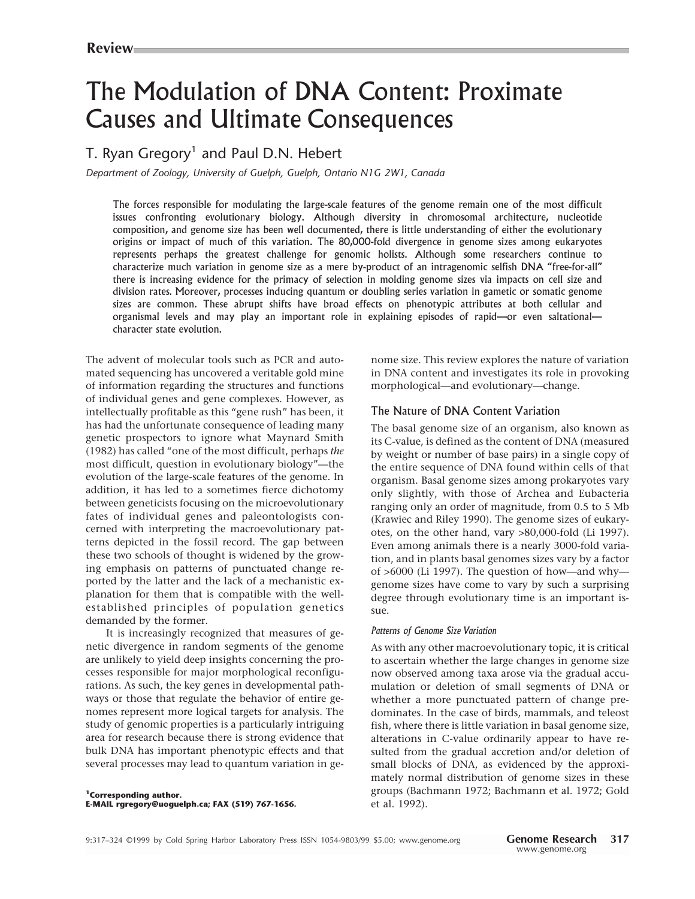Review

# The Modulation of DNA Content: Proximate Causes and Ultimate Consequences

T. Ryan Gregory[1] and Paul D.N. Hebert

*Department of Zoology, University of Guelph, Guelph, Ontario N1G 2W1, Canada*

**The forces responsible for modulating the large-scale features of the genome remain one of the most difficult issues confronting evolutionary biology. Although diversity in chromosomal architecture, nucleotide composition, and genome size has been well documented, there is little understanding of either the evolutionary origins or impact of much of this variation. The 80,000-fold divergence in genome sizes among eukaryotes represents perhaps the greatest challenge for genomic holists. Although some researchers continue to characterize much variation in genome size as a mere by-product of an intragenomic selfish DNA "free-for-all" there is increasing evidence for the primacy of selection in molding genome sizes via impacts on cell size and division rates. Moreover, processes inducing quantum or doubling series variation in gametic or somatic genome sizes are common. These abrupt shifts have broad effects on phenotypic attributes at both cellular and organismal levels and may play an important role in explaining episodes of rapid—or even saltational—character state evolution.**

The advent of molecular tools such as PCR and automated sequencing has uncovered a veritable gold mine of information regarding the structures and functions of individual genes and gene complexes. However, as intellectually profitable as this "gene rush" has been, it has had the unfortunate consequence of leading many genetic prospectors to ignore what Maynard Smith (1982) has called "one of the most difficult, perhaps *the* most difficult, question in evolutionary biology"—the evolution of the large-scale features of the genome. In addition, it has led to a sometimes fierce dichotomy between geneticists focusing on the microevolutionary fates of individual genes and paleontologists concerned with interpreting the macroevolutionary patterns depicted in the fossil record. The gap between these two schools of thought is widened by the growing emphasis on patterns of punctuated change reported by the latter and the lack of a mechanistic explanation for them that is compatible with the well-established principles of population genetics demanded by the former.

It is increasingly recognized that measures of genetic divergence in random segments of the genome are unlikely to yield deep insights concerning the processes responsible for major morphological reconfigurations. As such, the key genes in developmental pathways or those that regulate the behavior of entire genomes represent more logical targets for analysis. The study of genomic properties is a particularly intriguing area for research because there is strong evidence that bulk DNA has important phenotypic effects and that several processes may lead to quantum variation in genome size. This review explores the nature of variation in DNA content and investigates its role in provoking morphological—and evolutionary—change.

[1]**Corresponding author.**
**E-MAIL rgregory@uoguelph.ca; FAX (519) 767-1656.**

## The Nature of DNA Content Variation

The basal genome size of an organism, also known as its C-value, is defined as the content of DNA (measured by weight or number of base pairs) in a single copy of the entire sequence of DNA found within cells of that organism. Basal genome sizes among prokaryotes vary only slightly, with those of Archea and Eubacteria ranging only an order of magnitude, from 0.5 to 5 Mb (Krawiec and Riley 1990). The genome sizes of eukaryotes, on the other hand, vary >80,000-fold (Li 1997). Even among animals there is a nearly 3000-fold variation, and in plants basal genomes sizes vary by a factor of >6000 (Li 1997). The question of how—and why—genome sizes have come to vary by such a surprising degree through evolutionary time is an important issue.

### *Patterns of Genome Size Variation*

As with any other macroevolutionary topic, it is critical to ascertain whether the large changes in genome size now observed among taxa arose via the gradual accumulation or deletion of small segments of DNA or whether a more punctuated pattern of change predominates. In the case of birds, mammals, and teleost fish, where there is little variation in basal genome size, alterations in C-value ordinarily appear to have resulted from the gradual accretion and/or deletion of small blocks of DNA, as evidenced by the approximately normal distribution of genome sizes in these groups (Bachmann 1972; Bachmann et al. 1972; Gold et al. 1992).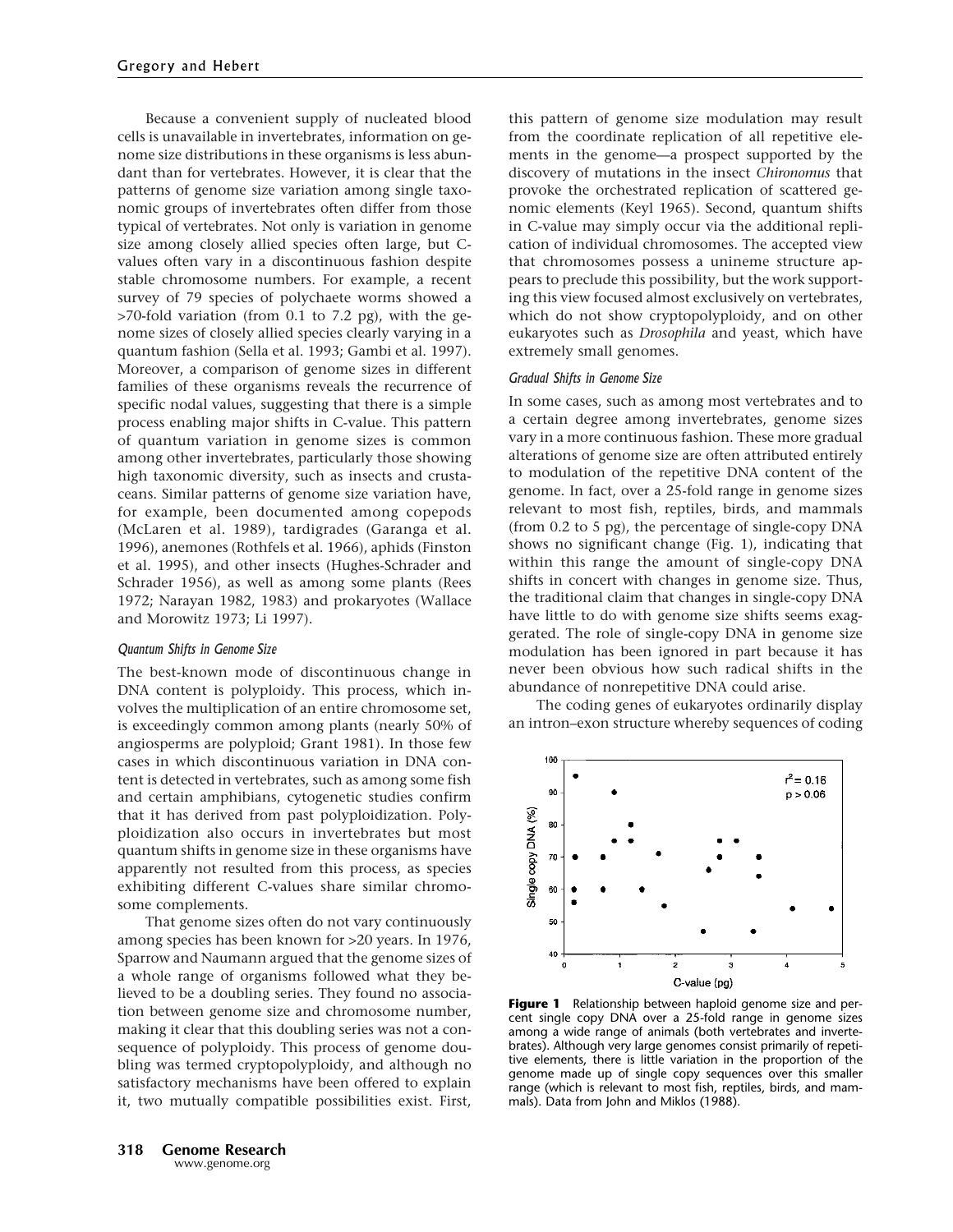Because a convenient supply of nucleated blood cells is unavailable in invertebrates, information on genome size distributions in these organisms is less abundant than for vertebrates. However, it is clear that the patterns of genome size variation among single taxonomic groups of invertebrates often differ from those typical of vertebrates. Not only is variation in genome size among closely allied species often large, but C-values often vary in a discontinuous fashion despite stable chromosome numbers. For example, a recent survey of 79 species of polychaete worms showed a >70-fold variation (from 0.1 to 7.2 pg), with the genome sizes of closely allied species clearly varying in a quantum fashion (Sella et al. 1993; Gambi et al. 1997). Moreover, a comparison of genome sizes in different families of these organisms reveals the recurrence of specific nodal values, suggesting that there is a simple process enabling major shifts in C-value. This pattern of quantum variation in genome sizes is common among other invertebrates, particularly those showing high taxonomic diversity, such as insects and crustaceans. Similar patterns of genome size variation have, for example, been documented among copepods (McLaren et al. 1989), tardigrades (Garanga et al. 1996), anemones (Rothfels et al. 1966), aphids (Finston et al. 1995), and other insects (Hughes-Schrader and Schrader 1956), as well as among some plants (Rees 1972; Narayan 1982, 1983) and prokaryotes (Wallace and Morowitz 1973; Li 1997).

### *Quantum Shifts in Genome Size*

The best-known mode of discontinuous change in DNA content is polyploidy. This process, which involves the multiplication of an entire chromosome set, is exceedingly common among plants (nearly 50% of angiosperms are polyploid; Grant 1981). In those few cases in which discontinuous variation in DNA content is detected in vertebrates, such as among some fish and certain amphibians, cytogenetic studies confirm that it has derived from past polyploidization. Polyploidization also occurs in invertebrates but most quantum shifts in genome size in these organisms have apparently not resulted from this process, as species exhibiting different C-values share similar chromosome complements.

That genome sizes often do not vary continuously among species has been known for >20 years. In 1976, Sparrow and Naumann argued that the genome sizes of a whole range of organisms followed what they believed to be a doubling series. They found no association between genome size and chromosome number, making it clear that this doubling series was not a consequence of polyploidy. This process of genome doubling was termed cryptopolyploidy, and although no satisfactory mechanisms have been offered to explain it, two mutually compatible possibilities exist. First, this pattern of genome size modulation may result from the coordinate replication of all repetitive elements in the genome—a prospect supported by the discovery of mutations in the insect *Chironomus* that provoke the orchestrated replication of scattered genomic elements (Keyl 1965). Second, quantum shifts in C-value may simply occur via the additional replication of individual chromosomes. The accepted view that chromosomes possess a unineme structure appears to preclude this possibility, but the work supporting this view focused almost exclusively on vertebrates, which do not show cryptopolyploidy, and on other eukaryotes such as *Drosophila* and yeast, which have extremely small genomes.

### *Gradual Shifts in Genome Size*

In some cases, such as among most vertebrates and to a certain degree among invertebrates, genome sizes vary in a more continuous fashion. These more gradual alterations of genome size are often attributed entirely to modulation of the repetitive DNA content of the genome. In fact, over a 25-fold range in genome sizes relevant to most fish, reptiles, birds, and mammals (from 0.2 to 5 pg), the percentage of single-copy DNA shows no significant change (Fig. 1), indicating that within this range the amount of single-copy DNA shifts in concert with changes in genome size. Thus, the traditional claim that changes in single-copy DNA have little to do with genome size shifts seems exaggerated. The role of single-copy DNA in genome size modulation has been ignored in part because it has never been obvious how such radical shifts in the abundance of nonrepetitive DNA could arise.

The coding genes of eukaryotes ordinarily display an intron–exon structure whereby sequences of coding

**Figure 1** Relationship between haploid genome size and percent single copy DNA over a 25-fold range in genome sizes among a wide range of animals (both vertebrates and invertebrates). Although very large genomes consist primarily of repetitive elements, there is little variation in the proportion of the genome made up of single copy sequences over this smaller range (which is relevant to most fish, reptiles, birds, and mammals). Data from John and Miklos (1988).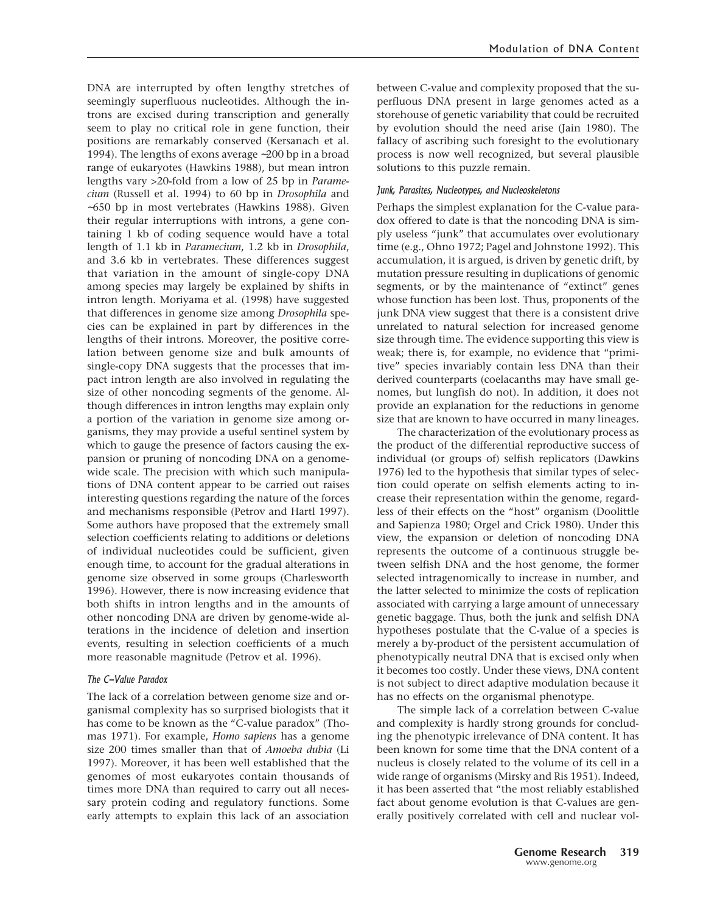DNA are interrupted by often lengthy stretches of seemingly superfluous nucleotides. Although the introns are excised during transcription and generally seem to play no critical role in gene function, their positions are remarkably conserved (Kersanach et al. 1994). The lengths of exons average ~200 bp in a broad range of eukaryotes (Hawkins 1988), but mean intron lengths vary >20-fold from a low of 25 bp in *Paramecium* (Russell et al. 1994) to 60 bp in *Drosophila* and ~650 bp in most vertebrates (Hawkins 1988). Given their regular interruptions with introns, a gene containing 1 kb of coding sequence would have a total length of 1.1 kb in *Paramecium*, 1.2 kb in *Drosophila*, and 3.6 kb in vertebrates. These differences suggest that variation in the amount of single-copy DNA among species may largely be explained by shifts in intron length. Moriyama et al. (1998) have suggested that differences in genome size among *Drosophila* species can be explained in part by differences in the lengths of their introns. Moreover, the positive correlation between genome size and bulk amounts of single-copy DNA suggests that the processes that impact intron length are also involved in regulating the size of other noncoding segments of the genome. Although differences in intron lengths may explain only a portion of the variation in genome size among organisms, they may provide a useful sentinel system by which to gauge the presence of factors causing the expansion or pruning of noncoding DNA on a genome-wide scale. The precision with which such manipulations of DNA content appear to be carried out raises interesting questions regarding the nature of the forces and mechanisms responsible (Petrov and Hartl 1997). Some authors have proposed that the extremely small selection coefficients relating to additions or deletions of individual nucleotides could be sufficient, given enough time, to account for the gradual alterations in genome size observed in some groups (Charlesworth 1996). However, there is now increasing evidence that both shifts in intron lengths and in the amounts of other noncoding DNA are driven by genome-wide alterations in the incidence of deletion and insertion events, resulting in selection coefficients of a much more reasonable magnitude (Petrov et al. 1996).

### *The C-Value Paradox*

The lack of a correlation between genome size and organismal complexity has so surprised biologists that it has come to be known as the "C-value paradox" (Thomas 1971). For example, *Homo sapiens* has a genome size 200 times smaller than that of *Amoeba dubia* (Li 1997). Moreover, it has been well established that the genomes of most eukaryotes contain thousands of times more DNA than required to carry out all necessary protein coding and regulatory functions. Some early attempts to explain this lack of an association between C-value and complexity proposed that the superfluous DNA present in large genomes acted as a storehouse of genetic variability that could be recruited by evolution should the need arise (Jain 1980). The fallacy of ascribing such foresight to the evolutionary process is now well recognized, but several plausible solutions to this puzzle remain.

#### *Junk, Parasites, Nucleotypes, and Nucleoskeletons*

Perhaps the simplest explanation for the C-value paradox offered to date is that the noncoding DNA is simply useless "junk" that accumulates over evolutionary time (e.g., Ohno 1972; Pagel and Johnstone 1992). This accumulation, it is argued, is driven by genetic drift, by mutation pressure resulting in duplications of genomic segments, or by the maintenance of "extinct" genes whose function has been lost. Thus, proponents of the junk DNA view suggest that there is a consistent drive unrelated to natural selection for increased genome size through time. The evidence supporting this view is weak; there is, for example, no evidence that "primitive" species invariably contain less DNA than their derived counterparts (coelacanths may have small genomes, but lungfish do not). In addition, it does not provide an explanation for the reductions in genome size that are known to have occurred in many lineages.

The characterization of the evolutionary process as the product of the differential reproductive success of individual (or groups of) selfish replicators (Dawkins 1976) led to the hypothesis that similar types of selection could operate on selfish elements acting to increase their representation within the genome, regardless of their effects on the "host" organism (Doolittle and Sapienza 1980; Orgel and Crick 1980). Under this view, the expansion or deletion of noncoding DNA represents the outcome of a continuous struggle between selfish DNA and the host genome, the former selected intragenomically to increase in number, and the latter selected to minimize the costs of replication associated with carrying a large amount of unnecessary genetic baggage. Thus, both the junk and selfish DNA hypotheses postulate that the C-value of a species is merely a by-product of the persistent accumulation of phenotypically neutral DNA that is excised only when it becomes too costly. Under these views, DNA content is not subject to direct adaptive modulation because it has no effects on the organismal phenotype.

The simple lack of a correlation between C-value and complexity is hardly strong grounds for concluding the phenotypic irrelevance of DNA content. It has been known for some time that the DNA content of a nucleus is closely related to the volume of its cell in a wide range of organisms (Mirsky and Ris 1951). Indeed, it has been asserted that "the most reliably established fact about genome evolution is that C-values are generally positively correlated with cell and nuclear vol-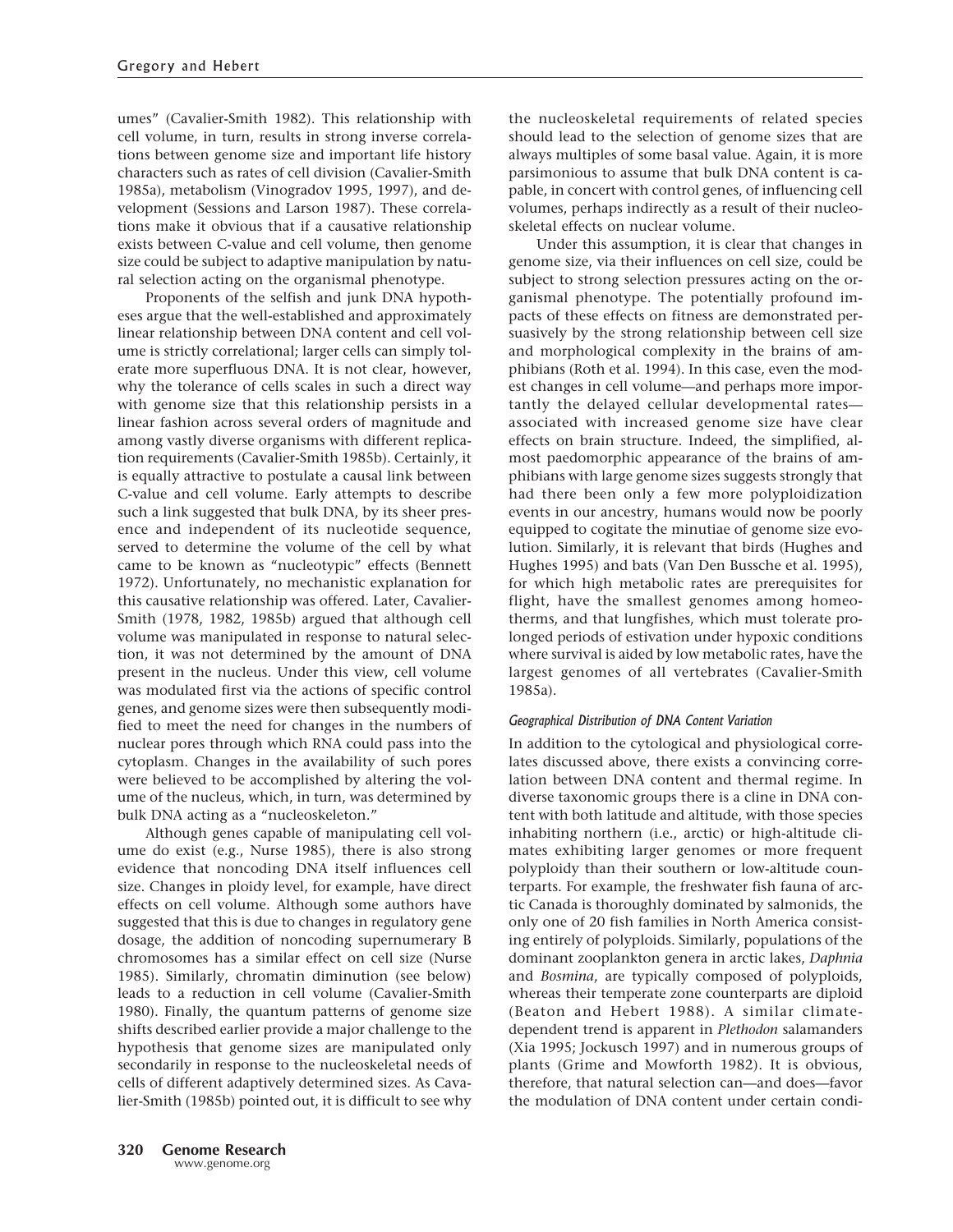umes" (Cavalier-Smith 1982). This relationship with cell volume, in turn, results in strong inverse correlations between genome size and important life history characters such as rates of cell division (Cavalier-Smith 1985a), metabolism (Vinogradov 1995, 1997), and development (Sessions and Larson 1987). These correlations make it obvious that if a causative relationship exists between C-value and cell volume, then genome size could be subject to adaptive manipulation by natural selection acting on the organismal phenotype.

Proponents of the selfish and junk DNA hypotheses argue that the well-established and approximately linear relationship between DNA content and cell volume is strictly correlational; larger cells can simply tolerate more superfluous DNA. It is not clear, however, why the tolerance of cells scales in such a direct way with genome size that this relationship persists in a linear fashion across several orders of magnitude and among vastly diverse organisms with different replication requirements (Cavalier-Smith 1985b). Certainly, it is equally attractive to postulate a causal link between C-value and cell volume. Early attempts to describe such a link suggested that bulk DNA, by its sheer presence and independent of its nucleotide sequence, served to determine the volume of the cell by what came to be known as "nucleotypic" effects (Bennett 1972). Unfortunately, no mechanistic explanation for this causative relationship was offered. Later, Cavalier-Smith (1978, 1982, 1985b) argued that although cell volume was manipulated in response to natural selection, it was not determined by the amount of DNA present in the nucleus. Under this view, cell volume was modulated first via the actions of specific control genes, and genome sizes were then subsequently modified to meet the need for changes in the numbers of nuclear pores through which RNA could pass into the cytoplasm. Changes in the availability of such pores were believed to be accomplished by altering the volume of the nucleus, which, in turn, was determined by bulk DNA acting as a "nucleoskeleton."

Although genes capable of manipulating cell volume do exist (e.g., Nurse 1985), there is also strong evidence that noncoding DNA itself influences cell size. Changes in ploidy level, for example, have direct effects on cell volume. Although some authors have suggested that this is due to changes in regulatory gene dosage, the addition of noncoding supernumerary B chromosomes has a similar effect on cell size (Nurse 1985). Similarly, chromatin diminution (see below) leads to a reduction in cell volume (Cavalier-Smith 1980). Finally, the quantum patterns of genome size shifts described earlier provide a major challenge to the hypothesis that genome sizes are manipulated only secondarily in response to the nucleoskeletal needs of cells of different adaptively determined sizes. As Cavalier-Smith (1985b) pointed out, it is difficult to see why the nucleoskeletal requirements of related species should lead to the selection of genome sizes that are always multiples of some basal value. Again, it is more parsimonious to assume that bulk DNA content is capable, in concert with control genes, of influencing cell volumes, perhaps indirectly as a result of their nucleoskeletal effects on nuclear volume.

Under this assumption, it is clear that changes in genome size, via their influences on cell size, could be subject to strong selection pressures acting on the organismal phenotype. The potentially profound impacts of these effects on fitness are demonstrated persuasively by the strong relationship between cell size and morphological complexity in the brains of amphibians (Roth et al. 1994). In this case, even the modest changes in cell volume—and perhaps more importantly the delayed cellular developmental rates—associated with increased genome size have clear effects on brain structure. Indeed, the simplified, almost paedomorphic appearance of the brains of amphibians with large genome sizes suggests strongly that had there been only a few more polyploidization events in our ancestry, humans would now be poorly equipped to cogitate the minutiae of genome size evolution. Similarly, it is relevant that birds (Hughes and Hughes 1995) and bats (Van Den Bussche et al. 1995), for which high metabolic rates are prerequisites for flight, have the smallest genomes among homeotherms, and that lungfishes, which must tolerate prolonged periods of estivation under hypoxic conditions where survival is aided by low metabolic rates, have the largest genomes of all vertebrates (Cavalier-Smith 1985a).

#### *Geographical Distribution of DNA Content Variation*

In addition to the cytological and physiological correlates discussed above, there exists a convincing correlation between DNA content and thermal regime. In diverse taxonomic groups there is a cline in DNA content with both latitude and altitude, with those species inhabiting northern (i.e., arctic) or high-altitude climates exhibiting larger genomes or more frequent polyploidy than their southern or low-altitude counterparts. For example, the freshwater fish fauna of arctic Canada is thoroughly dominated by salmonids, the only one of 20 fish families in North America consisting entirely of polyploids. Similarly, populations of the dominant zooplankton genera in arctic lakes, *Daphnia* and *Bosmina*, are typically composed of polyploids, whereas their temperate zone counterparts are diploid (Beaton and Hebert 1988). A similar climate-dependent trend is apparent in *Plethodon* salamanders (Xia 1995; Jockusch 1997) and in numerous groups of plants (Grime and Mowforth 1982). It is obvious, therefore, that natural selection can—and does—favor the modulation of DNA content under certain condi-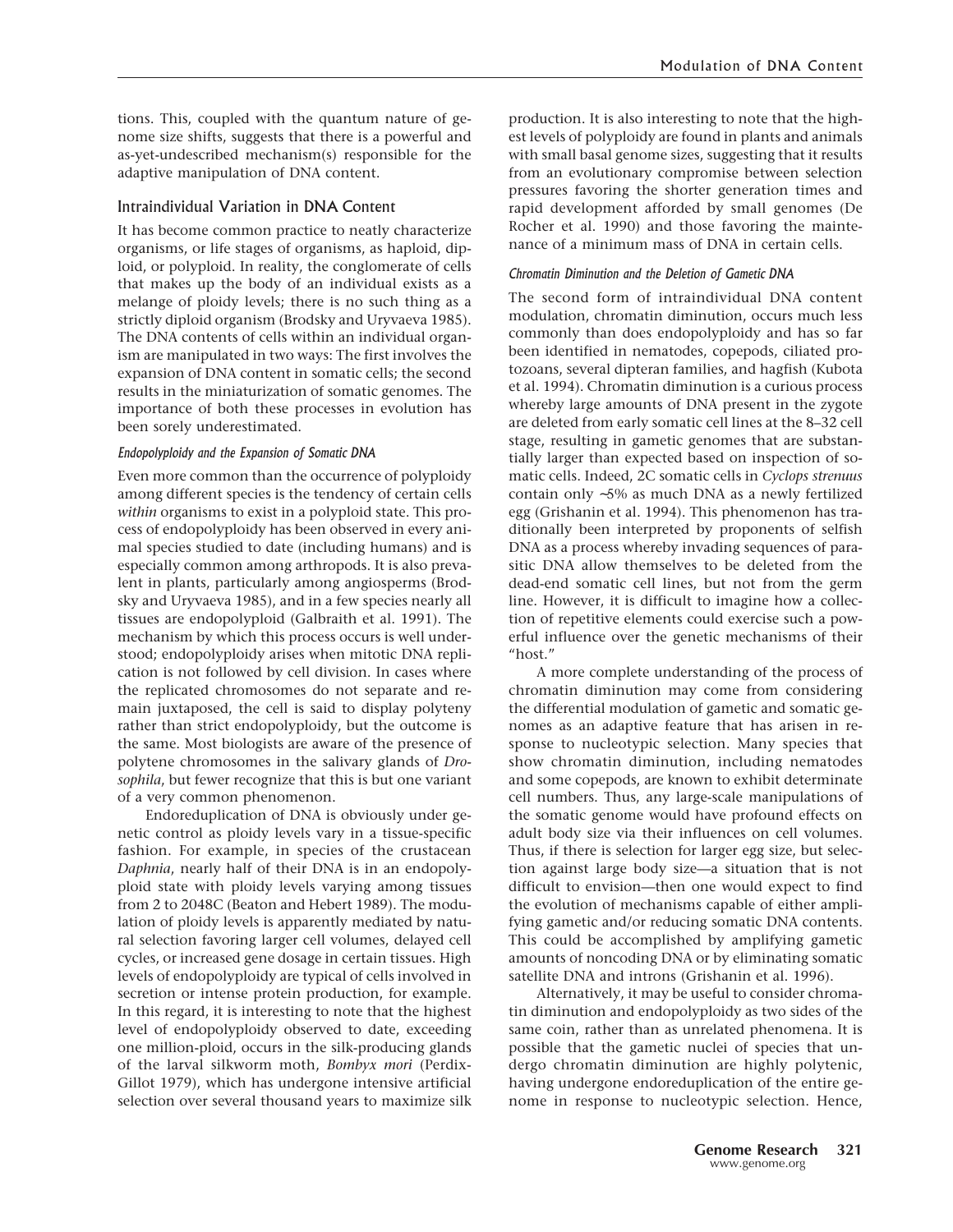tions. This, coupled with the quantum nature of genome size shifts, suggests that there is a powerful and as-yet-undescribed mechanism(s) responsible for the adaptive manipulation of DNA content.

## Intraindividual Variation in DNA Content

It has become common practice to neatly characterize organisms, or life stages of organisms, as haploid, diploid, or polyploid. In reality, the conglomerate of cells that makes up the body of an individual exists as a melange of ploidy levels; there is no such thing as a strictly diploid organism (Brodsky and Uryvaeva 1985). The DNA contents of cells within an individual organism are manipulated in two ways: The first involves the expansion of DNA content in somatic cells; the second results in the miniaturization of somatic genomes. The importance of both these processes in evolution has been sorely underestimated.

### *Endopolyploidy and the Expansion of Somatic DNA*

Even more common than the occurrence of polyploidy among different species is the tendency of certain cells *within* organisms to exist in a polyploid state. This process of endopolyploidy has been observed in every animal species studied to date (including humans) and is especially common among arthropods. It is also prevalent in plants, particularly among angiosperms (Brodsky and Uryvaeva 1985), and in a few species nearly all tissues are endopolyploid (Galbraith et al. 1991). The mechanism by which this process occurs is well understood; endopolyploidy arises when mitotic DNA replication is not followed by cell division. In cases where the replicated chromosomes do not separate and remain juxtaposed, the cell is said to display polyteny rather than strict endopolyploidy, but the outcome is the same. Most biologists are aware of the presence of polytene chromosomes in the salivary glands of *Drosophila*, but fewer recognize that this is but one variant of a very common phenomenon.

Endoreduplication of DNA is obviously under genetic control as ploidy levels vary in a tissue-specific fashion. For example, in species of the crustacean *Daphnia*, nearly half of their DNA is in an endopolyploid state with ploidy levels varying among tissues from 2 to 2048C (Beaton and Hebert 1989). The modulation of ploidy levels is apparently mediated by natural selection favoring larger cell volumes, delayed cell cycles, or increased gene dosage in certain tissues. High levels of endopolyploidy are typical of cells involved in secretion or intense protein production, for example. In this regard, it is interesting to note that the highest level of endopolyploidy observed to date, exceeding one million-ploid, occurs in the silk-producing glands of the larval silkworm moth, *Bombyx mori* (Perdix-Gillot 1979), which has undergone intensive artificial selection over several thousand years to maximize silk production. It is also interesting to note that the highest levels of polyploidy are found in plants and animals with small basal genome sizes, suggesting that it results from an evolutionary compromise between selection pressures favoring the shorter generation times and rapid development afforded by small genomes (De Rocher et al. 1990) and those favoring the maintenance of a minimum mass of DNA in certain cells.

### *Chromatin Diminution and the Deletion of Gametic DNA*

The second form of intraindividual DNA content modulation, chromatin diminution, occurs much less commonly than does endopolyploidy and has so far been identified in nematodes, copepods, ciliated protozoans, several dipteran families, and hagfish (Kubota et al. 1994). Chromatin diminution is a curious process whereby large amounts of DNA present in the zygote are deleted from early somatic cell lines at the 8–32 cell stage, resulting in gametic genomes that are substantially larger than expected based on inspection of somatic cells. Indeed, 2C somatic cells in *Cyclops strenuus* contain only ~5% as much DNA as a newly fertilized egg (Grishanin et al. 1994). This phenomenon has traditionally been interpreted by proponents of selfish DNA as a process whereby invading sequences of parasitic DNA allow themselves to be deleted from the dead-end somatic cell lines, but not from the germ line. However, it is difficult to imagine how a collection of repetitive elements could exercise such a powerful influence over the genetic mechanisms of their "host."

A more complete understanding of the process of chromatin diminution may come from considering the differential modulation of gametic and somatic genomes as an adaptive feature that has arisen in response to nucleotypic selection. Many species that show chromatin diminution, including nematodes and some copepods, are known to exhibit determinate cell numbers. Thus, any large-scale manipulations of the somatic genome would have profound effects on adult body size via their influences on cell volumes. Thus, if there is selection for larger egg size, but selection against large body size—a situation that is not difficult to envision—then one would expect to find the evolution of mechanisms capable of either amplifying gametic and/or reducing somatic DNA contents. This could be accomplished by amplifying gametic amounts of noncoding DNA or by eliminating somatic satellite DNA and introns (Grishanin et al. 1996).

Alternatively, it may be useful to consider chromatin diminution and endopolyploidy as two sides of the same coin, rather than as unrelated phenomena. It is possible that the gametic nuclei of species that undergo chromatin diminution are highly polytenic, having undergone endoreduplication of the entire genome in response to nucleotypic selection. Hence,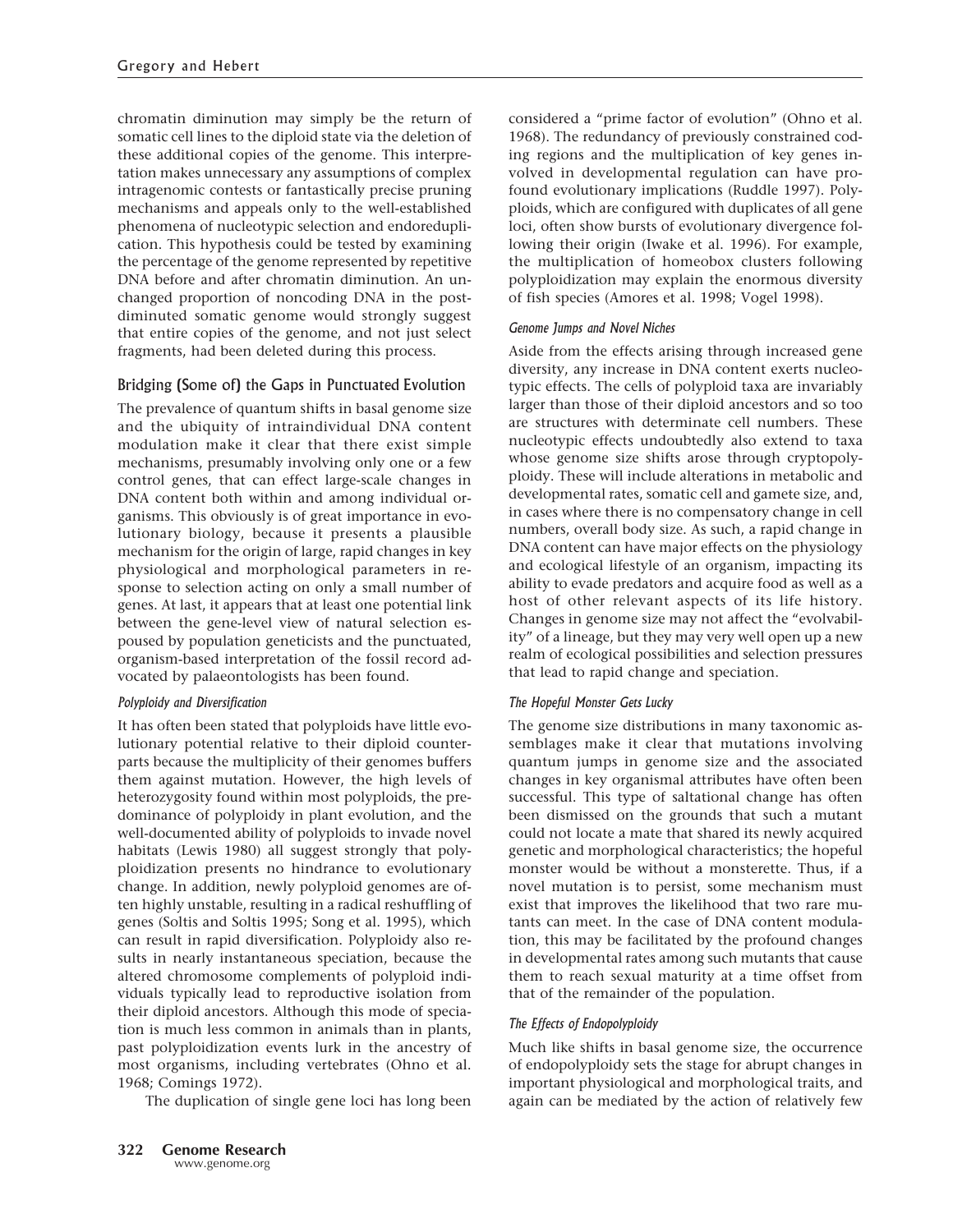chromatin diminution may simply be the return of somatic cell lines to the diploid state via the deletion of these additional copies of the genome. This interpretation makes unnecessary any assumptions of complex intragenomic contests or fantastically precise pruning mechanisms and appeals only to the well-established phenomena of nucleotypic selection and endoreduplication. This hypothesis could be tested by examining the percentage of the genome represented by repetitive DNA before and after chromatin diminution. An unchanged proportion of noncoding DNA in the post-diminuted somatic genome would strongly suggest that entire copies of the genome, and not just select fragments, had been deleted during this process.

## Bridging (Some of) the Gaps in Punctuated Evolution

The prevalence of quantum shifts in basal genome size and the ubiquity of intraindividual DNA content modulation make it clear that there exist simple mechanisms, presumably involving only one or a few control genes, that can effect large-scale changes in DNA content both within and among individual organisms. This obviously is of great importance in evolutionary biology, because it presents a plausible mechanism for the origin of large, rapid changes in key physiological and morphological parameters in response to selection acting on only a small number of genes. At last, it appears that at least one potential link between the gene-level view of natural selection espoused by population geneticists and the punctuated, organism-based interpretation of the fossil record advocated by palaeontologists has been found.

### *Polyploidy and Diversification*

It has often been stated that polyploids have little evolutionary potential relative to their diploid counterparts because the multiplicity of their genomes buffers them against mutation. However, the high levels of heterozygosity found within most polyploids, the predominance of polyploidy in plant evolution, and the well-documented ability of polyploids to invade novel habitats (Lewis 1980) all suggest strongly that polyploidization presents no hindrance to evolutionary change. In addition, newly polyploid genomes are often highly unstable, resulting in a radical reshuffling of genes (Soltis and Soltis 1995; Song et al. 1995), which can result in rapid diversification. Polyploidy also results in nearly instantaneous speciation, because the altered chromosome complements of polyploid individuals typically lead to reproductive isolation from their diploid ancestors. Although this mode of speciation is much less common in animals than in plants, past polyploidization events lurk in the ancestry of most organisms, including vertebrates (Ohno et al. 1968; Comings 1972).

The duplication of single gene loci has long been considered a "prime factor of evolution" (Ohno et al. 1968). The redundancy of previously constrained coding regions and the multiplication of key genes involved in developmental regulation can have profound evolutionary implications (Ruddle 1997). Polyploids, which are configured with duplicates of all gene loci, often show bursts of evolutionary divergence following their origin (Iwake et al. 1996). For example, the multiplication of homeobox clusters following polyploidization may explain the enormous diversity of fish species (Amores et al. 1998; Vogel 1998).

### *Genome Jumps and Novel Niches*

Aside from the effects arising through increased gene diversity, any increase in DNA content exerts nucleotypic effects. The cells of polyploid taxa are invariably larger than those of their diploid ancestors and so too are structures with determinate cell numbers. These nucleotypic effects undoubtedly also extend to taxa whose genome size shifts arose through cryptopolyploidy. These will include alterations in metabolic and developmental rates, somatic cell and gamete size, and, in cases where there is no compensatory change in cell numbers, overall body size. As such, a rapid change in DNA content can have major effects on the physiology and ecological lifestyle of an organism, impacting its ability to evade predators and acquire food as well as a host of other relevant aspects of its life history. Changes in genome size may not affect the "evolvability" of a lineage, but they may very well open up a new realm of ecological possibilities and selection pressures that lead to rapid change and speciation.

### *The Hopeful Monster Gets Lucky*

The genome size distributions in many taxonomic assemblages make it clear that mutations involving quantum jumps in genome size and the associated changes in key organismal attributes have often been successful. This type of saltational change has often been dismissed on the grounds that such a mutant could not locate a mate that shared its newly acquired genetic and morphological characteristics; the hopeful monster would be without a monsterette. Thus, if a novel mutation is to persist, some mechanism must exist that improves the likelihood that two rare mutants can meet. In the case of DNA content modulation, this may be facilitated by the profound changes in developmental rates among such mutants that cause them to reach sexual maturity at a time offset from that of the remainder of the population.

### *The Effects of Endopolyploidy*

Much like shifts in basal genome size, the occurrence of endopolyploidy sets the stage for abrupt changes in important physiological and morphological traits, and again can be mediated by the action of relatively few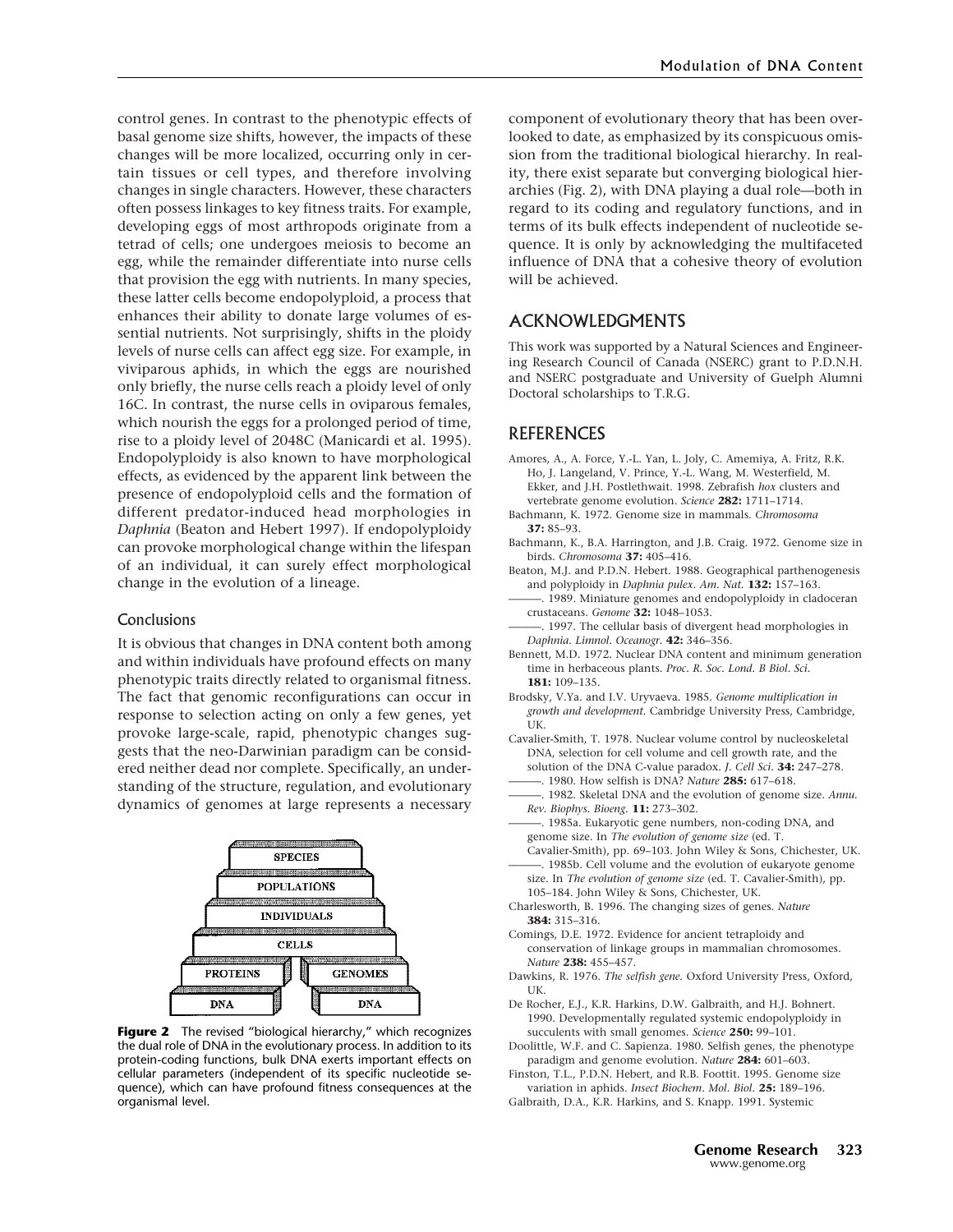control genes. In contrast to the phenotypic effects of basal genome size shifts, however, the impacts of these changes will be more localized, occurring only in certain tissues or cell types, and therefore involving changes in single characters. However, these characters often possess linkages to key fitness traits. For example, developing eggs of most arthropods originate from a tetrad of cells; one undergoes meiosis to become an egg, while the remainder differentiate into nurse cells that provision the egg with nutrients. In many species, these latter cells become endopolyploid, a process that enhances their ability to donate large volumes of essential nutrients. Not surprisingly, shifts in the ploidy levels of nurse cells can affect egg size. For example, in viviparous aphids, in which the eggs are nourished only briefly, the nurse cells reach a ploidy level of only 16C. In contrast, the nurse cells in oviparous females, which nourish the eggs for a prolonged period of time, rise to a ploidy level of 2048C (Manicardi et al. 1995). Endopolyploidy is also known to have morphological effects, as evidenced by the apparent link between the presence of endopolyploid cells and the formation of different predator-induced head morphologies in *Daphnia* (Beaton and Hebert 1997). If endopolyploidy can provoke morphological change within the lifespan of an individual, it can surely effect morphological change in the evolution of a lineage.

### Conclusions

It is obvious that changes in DNA content both among and within individuals have profound effects on many phenotypic traits directly related to organismal fitness. The fact that genomic reconfigurations can occur in response to selection acting on only a few genes, yet provoke large-scale, rapid, phenotypic changes suggests that the neo-Darwinian paradigm can be considered neither dead nor complete. Specifically, an understanding of the structure, regulation, and evolutionary dynamics of genomes at large represents a necessary component of evolutionary theory that has been overlooked to date, as emphasized by its conspicuous omission from the traditional biological hierarchy. In reality, there exist separate but converging biological hierarchies (Fig. 2), with DNA playing a dual role—both in regard to its coding and regulatory functions, and in terms of its bulk effects independent of nucleotide sequence. It is only by acknowledging the multifaceted influence of DNA that a cohesive theory of evolution will be achieved.

**Figure 2** The revised "biological hierarchy," which recognizes the dual role of DNA in the evolutionary process. In addition to its protein-coding functions, bulk DNA exerts important effects on cellular parameters (independent of its specific nucleotide sequence), which can have profound fitness consequences at the organismal level.

## ACKNOWLEDGMENTS

This work was supported by a Natural Sciences and Engineering Research Council of Canada (NSERC) grant to P.D.N.H. and NSERC postgraduate and University of Guelph Alumni Doctoral scholarships to T.R.G.

## REFERENCES

Amores, A., A. Force, Y.-L. Yan, L. Joly, C. Amemiya, A. Fritz, R.K. Ho, J. Langeland, V. Prince, Y.-L. Wang, M. Westerfield, M. Ekker, and J.H. Postlethwait. 1998. Zebrafish *hox* clusters and vertebrate genome evolution. *Science* **282:** 1711–1714.

Bachmann, K. 1972. Genome size in mammals. *Chromosoma* **37:** 85–93.

Bachmann, K., B.A. Harrington, and J.B. Craig. 1972. Genome size in birds. *Chromosoma* **37:** 405–416.

Beaton, M.J. and P.D.N. Hebert. 1988. Geographical parthenogenesis and polyploidy in *Daphnia pulex*. *Am. Nat.* **132:** 157–163.

———. 1989. Miniature genomes and endopolyploidy in cladoceran crustaceans. *Genome* **32:** 1048–1053.

———. 1997. The cellular basis of divergent head morphologies in *Daphnia*. *Limnol. Oceanogr.* **42:** 346–356.

Bennett, M.D. 1972. Nuclear DNA content and minimum generation time in herbaceous plants. *Proc. R. Soc. Lond. B Biol. Sci.* **181:** 109–135.

Brodsky, V.Ya. and I.V. Uryvaeva. 1985. *Genome multiplication in growth and development*. Cambridge University Press, Cambridge, UK.

Cavalier-Smith, T. 1978. Nuclear volume control by nucleoskeletal DNA, selection for cell volume and cell growth rate, and the solution of the DNA C-value paradox. *J. Cell Sci.* **34:** 247–278.

———. 1980. How selfish is DNA? *Nature* **285:** 617–618.

———. 1982. Skeletal DNA and the evolution of genome size. *Annu. Rev. Biophys. Bioeng.* **11:** 273–302.

———. 1985a. Eukaryotic gene numbers, non-coding DNA, and genome size. In *The evolution of genome size* (ed. T. Cavalier-Smith), pp. 69–103. John Wiley & Sons, Chichester, UK.

———. 1985b. Cell volume and the evolution of eukaryote genome size. In *The evolution of genome size* (ed. T. Cavalier-Smith), pp. 105–184. John Wiley & Sons, Chichester, UK.

Charlesworth, B. 1996. The changing sizes of genes. *Nature* **384:** 315–316.

Comings, D.E. 1972. Evidence for ancient tetraploidy and conservation of linkage groups in mammalian chromosomes. *Nature* **238:** 455–457.

Dawkins, R. 1976. *The selfish gene*. Oxford University Press, Oxford, UK.

De Rocher, E.J., K.R. Harkins, D.W. Galbraith, and H.J. Bohnert. 1990. Developmentally regulated systemic endopolyploidy in succulents with small genomes. *Science* **250:** 99–101.

Doolittle, W.F. and C. Sapienza. 1980. Selfish genes, the phenotype paradigm and genome evolution. *Nature* **284:** 601–603.

Finston, T.L., P.D.N. Hebert, and R.B. Foottit. 1995. Genome size variation in aphids. *Insect Biochem. Mol. Biol.* **25:** 189–196.

Galbraith, D.A., K.R. Harkins, and S. Knapp. 1991. Systemic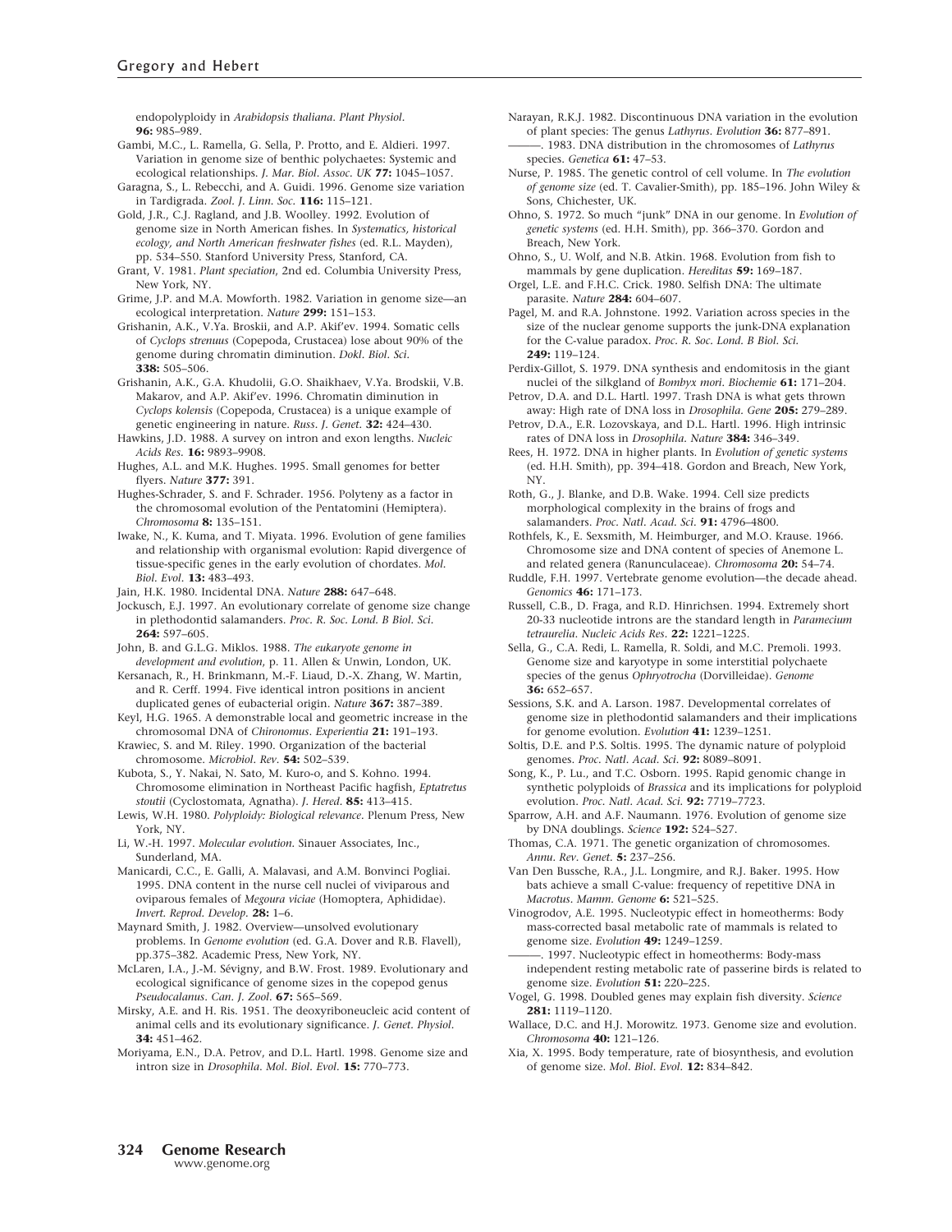endopolyploidy in *Arabidopsis thaliana*. *Plant Physiol.* **96:** 985–989.

Gambi, M.C., L. Ramella, G. Sella, P. Protto, and E. Aldieri. 1997. Variation in genome size of benthic polychaetes: Systemic and ecological relationships. *J. Mar. Biol. Assoc. UK* **77:** 1045–1057.

Garagna, S., L. Rebecchi, and A. Guidi. 1996. Genome size variation in Tardigrada. *Zool. J. Linn. Soc.* **116:** 115–121.

Gold, J.R., C.J. Ragland, and J.B. Woolley. 1992. Evolution of genome size in North American fishes. In *Systematics, historical ecology, and North American freshwater fishes* (ed. R.L. Mayden), pp. 534–550. Stanford University Press, Stanford, CA.

Grant, V. 1981. *Plant speciation*, 2nd ed. Columbia University Press, New York, NY.

Grime, J.P. and M.A. Mowforth. 1982. Variation in genome size—an ecological interpretation. *Nature* **299:** 151–153.

Grishanin, A.K., V.Ya. Broskii, and A.P. Akif'ev. 1994. Somatic cells of *Cyclops strenuus* (Copepoda, Crustacea) lose about 90% of the genome during chromatin diminution. *Dokl. Biol. Sci.* **338:** 505–506.

Grishanin, A.K., G.A. Khudolii, G.O. Shaikhaev, V.Ya. Brodskii, V.B. Makarov, and A.P. Akif'ev. 1996. Chromatin diminution in *Cyclops kolensis* (Copepoda, Crustacea) is a unique example of genetic engineering in nature. *Russ. J. Genet.* **32:** 424–430.

Hawkins, J.D. 1988. A survey on intron and exon lengths. *Nucleic Acids Res.* **16:** 9893–9908.

Hughes, A.L. and M.K. Hughes. 1995. Small genomes for better flyers. *Nature* **377:** 391.

Hughes-Schrader, S. and F. Schrader. 1956. Polyteny as a factor in the chromosomal evolution of the Pentatomini (Hemiptera). *Chromosoma* **8:** 135–151.

Iwake, N., K. Kuma, and T. Miyata. 1996. Evolution of gene families and relationship with organismal evolution: Rapid divergence of tissue-specific genes in the early evolution of chordates. *Mol. Biol. Evol.* **13:** 483–493.

Jain, H.K. 1980. Incidental DNA. *Nature* **288:** 647–648.

Jockusch, E.J. 1997. An evolutionary correlate of genome size change in plethodontid salamanders. *Proc. R. Soc. Lond. B Biol. Sci.* **264:** 597–605.

John, B. and G.L.G. Miklos. 1988. *The eukaryote genome in development and evolution*, p. 11. Allen & Unwin, London, UK.

Kersanach, R., H. Brinkmann, M.-F. Liaud, D.-X. Zhang, W. Martin, and R. Cerff. 1994. Five identical intron positions in ancient duplicated genes of eubacterial origin. *Nature* **367:** 387–389.

Keyl, H.G. 1965. A demonstrable local and geometric increase in the chromosomal DNA of *Chironomus*. *Experientia* **21:** 191–193.

Krawiec, S. and M. Riley. 1990. Organization of the bacterial chromosome. *Microbiol. Rev.* **54:** 502–539.

Kubota, S., Y. Nakai, N. Sato, M. Kuro-o, and S. Kohno. 1994. Chromosome elimination in Northeast Pacific hagfish, *Eptatretus stoutii* (Cyclostomata, Agnatha). *J. Hered.* **85:** 413–415.

Lewis, W.H. 1980. *Polyploidy: Biological relevance*. Plenum Press, New York, NY.

Li, W.-H. 1997. *Molecular evolution.* Sinauer Associates, Inc., Sunderland, MA.

Manicardi, C.C., E. Galli, A. Malavasi, and A.M. Bonvinci Pogliai. 1995. DNA content in the nurse cell nuclei of viviparous and oviparous females of *Megoura viciae* (Homoptera, Aphididae). *Invert. Reprod. Develop.* **28:** 1–6.

Maynard Smith, J. 1982. Overview—unsolved evolutionary problems. In *Genome evolution* (ed. G.A. Dover and R.B. Flavell), pp.375–382. Academic Press, New York, NY.

McLaren, I.A., J.-M. Sévigny, and B.W. Frost. 1989. Evolutionary and ecological significance of genome sizes in the copepod genus *Pseudocalanus*. *Can. J. Zool.* **67:** 565–569.

Mirsky, A.E. and H. Ris. 1951. The deoxyribonucleic acid content of animal cells and its evolutionary significance. *J. Genet. Physiol.* **34:** 451–462.

Moriyama, E.N., D.A. Petrov, and D.L. Hartl. 1998. Genome size and intron size in *Drosophila*. *Mol. Biol. Evol.* **15:** 770–773.

Narayan, R.K.J. 1982. Discontinuous DNA variation in the evolution of plant species: The genus *Lathyrus*. *Evolution* **36:** 877–891.

———. 1983. DNA distribution in the chromosomes of *Lathyrus* species. *Genetica* **61:** 47–53.

Nurse, P. 1985. The genetic control of cell volume. In *The evolution of genome size* (ed. T. Cavalier-Smith), pp. 185–196. John Wiley & Sons, Chichester, UK.

Ohno, S. 1972. So much "junk" DNA in our genome. In *Evolution of genetic systems* (ed. H.H. Smith), pp. 366–370. Gordon and Breach, New York.

Ohno, S., U. Wolf, and N.B. Atkin. 1968. Evolution from fish to mammals by gene duplication. *Hereditas* **59:** 169–187.

Orgel, L.E. and F.H.C. Crick. 1980. Selfish DNA: The ultimate parasite. *Nature* **284:** 604–607.

Pagel, M. and R.A. Johnstone. 1992. Variation across species in the size of the nuclear genome supports the junk-DNA explanation for the C-value paradox. *Proc. R. Soc. Lond. B Biol. Sci.* **249:** 119–124.

Perdix-Gillot, S. 1979. DNA synthesis and endomitosis in the giant nuclei of the silkgland of *Bombyx mori*. *Biochemie* **61:** 171–204.

Petrov, D.A. and D.L. Hartl. 1997. Trash DNA is what gets thrown away: High rate of DNA loss in *Drosophila*. *Gene* **205:** 279–289.

Petrov, D.A., E.R. Lozovskaya, and D.L. Hartl. 1996. High intrinsic rates of DNA loss in *Drosophila*. *Nature* **384:** 346–349.

Rees, H. 1972. DNA in higher plants. In *Evolution of genetic systems* (ed. H.H. Smith), pp. 394–418. Gordon and Breach, New York, NY.

Roth, G., J. Blanke, and D.B. Wake. 1994. Cell size predicts morphological complexity in the brains of frogs and salamanders. *Proc. Natl. Acad. Sci.* **91:** 4796–4800.

Rothfels, K., E. Sexsmith, M. Heimburger, and M.O. Krause. 1966. Chromosome size and DNA content of species of Anemone L. and related genera (Ranunculaceae). *Chromosoma* **20:** 54–74.

Ruddle, F.H. 1997. Vertebrate genome evolution—the decade ahead. *Genomics* **46:** 171–173.

Russell, C.B., D. Fraga, and R.D. Hinrichsen. 1994. Extremely short 20-33 nucleotide introns are the standard length in *Paramecium tetraurelia*. *Nucleic Acids Res.* **22:** 1221–1225.

Sella, G., C.A. Redi, L. Ramella, R. Soldi, and M.C. Premoli. 1993. Genome size and karyotype in some interstitial polychaete species of the genus *Ophryotrocha* (Dorvilleidae). *Genome* **36:** 652–657.

Sessions, S.K. and A. Larson. 1987. Developmental correlates of genome size in plethodontid salamanders and their implications for genome evolution. *Evolution* **41:** 1239–1251.

Soltis, D.E. and P.S. Soltis. 1995. The dynamic nature of polyploid genomes. *Proc. Natl. Acad. Sci.* **92:** 8089–8091.

Song, K., P. Lu., and T.C. Osborn. 1995. Rapid genomic change in synthetic polyploids of *Brassica* and its implications for polyploid evolution. *Proc. Natl. Acad. Sci.* **92:** 7719–7723.

Sparrow, A.H. and A.F. Naumann. 1976. Evolution of genome size by DNA doublings. *Science* **192:** 524–527.

Thomas, C.A. 1971. The genetic organization of chromosomes. *Annu. Rev. Genet.* **5:** 237–256.

Van Den Bussche, R.A., J.L. Longmire, and R.J. Baker. 1995. How bats achieve a small C-value: frequency of repetitive DNA in *Macrotus*. *Mamm. Genome* **6:** 521–525.

Vinogrodov, A.E. 1995. Nucleotypic effect in homeotherms: Body mass-corrected basal metabolic rate of mammals is related to genome size. *Evolution* **49:** 1249–1259.

———. 1997. Nucleotypic effect in homeotherms: Body-mass independent resting metabolic rate of passerine birds is related to genome size. *Evolution* **51:** 220–225.

Vogel, G. 1998. Doubled genes may explain fish diversity. *Science* **281:** 1119–1120.

Wallace, D.C. and H.J. Morowitz. 1973. Genome size and evolution. *Chromosoma* **40:** 121–126.

Xia, X. 1995. Body temperature, rate of biosynthesis, and evolution of genome size. *Mol. Biol. Evol.* **12:** 834–842.